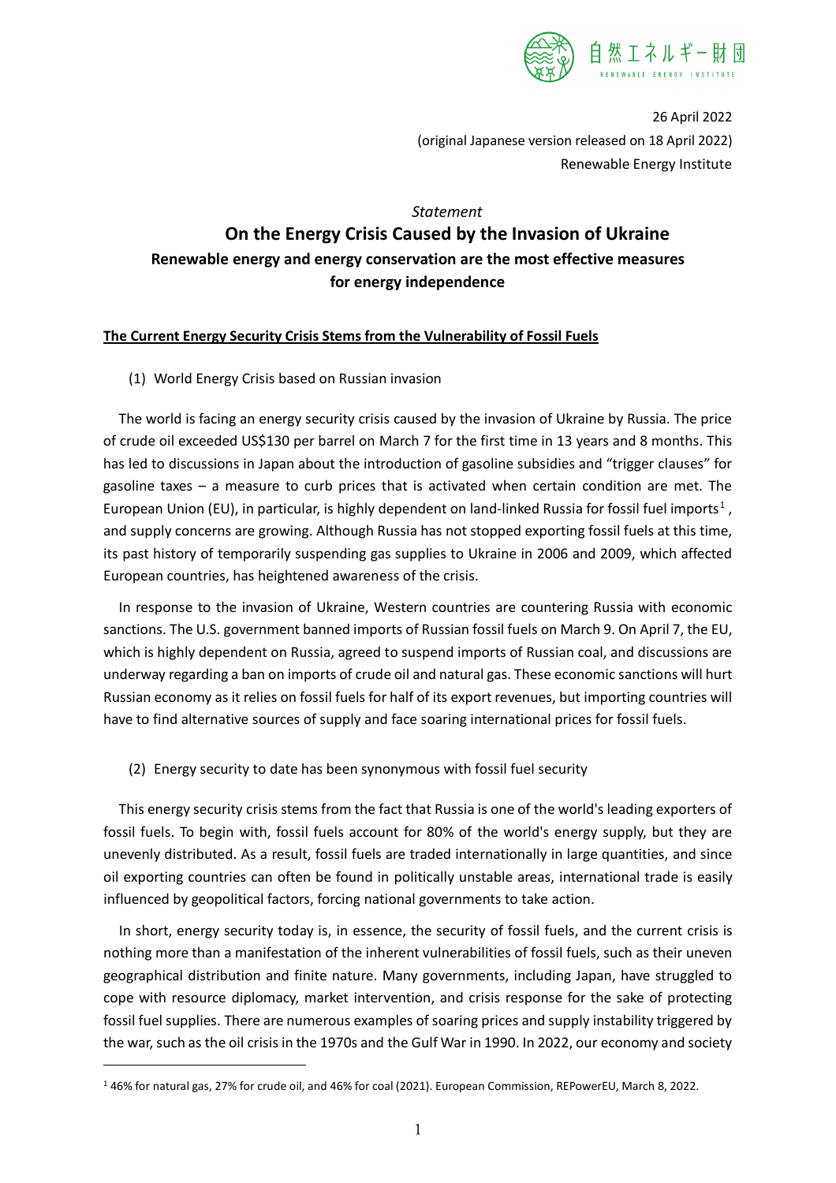自然エネルギー財団

RENEWABLE ENERGY INSTITUTE

26 April 2022

(original Japanese version released on 18 April 2022)

Renewable Energy Institute

*Statement*

# On the Energy Crisis Caused by the Invasion of Ukraine

## Renewable energy and energy conservation are the most effective measures for energy independence

### The Current Energy Security Crisis Stems from the Vulnerability of Fossil Fuels

(1) World Energy Crisis based on Russian invasion

The world is facing an energy security crisis caused by the invasion of Ukraine by Russia. The price of crude oil exceeded US$130 per barrel on March 7 for the first time in 13 years and 8 months. This has led to discussions in Japan about the introduction of gasoline subsidies and "trigger clauses" for gasoline taxes – a measure to curb prices that is activated when certain condition are met. The European Union (EU), in particular, is highly dependent on land-linked Russia for fossil fuel imports[1], and supply concerns are growing. Although Russia has not stopped exporting fossil fuels at this time, its past history of temporarily suspending gas supplies to Ukraine in 2006 and 2009, which affected European countries, has heightened awareness of the crisis.

In response to the invasion of Ukraine, Western countries are countering Russia with economic sanctions. The U.S. government banned imports of Russian fossil fuels on March 9. On April 7, the EU, which is highly dependent on Russia, agreed to suspend imports of Russian coal, and discussions are underway regarding a ban on imports of crude oil and natural gas. These economic sanctions will hurt Russian economy as it relies on fossil fuels for half of its export revenues, but importing countries will have to find alternative sources of supply and face soaring international prices for fossil fuels.

(2) Energy security to date has been synonymous with fossil fuel security

This energy security crisis stems from the fact that Russia is one of the world's leading exporters of fossil fuels. To begin with, fossil fuels account for 80% of the world's energy supply, but they are unevenly distributed. As a result, fossil fuels are traded internationally in large quantities, and since oil exporting countries can often be found in politically unstable areas, international trade is easily influenced by geopolitical factors, forcing national governments to take action.

In short, energy security today is, in essence, the security of fossil fuels, and the current crisis is nothing more than a manifestation of the inherent vulnerabilities of fossil fuels, such as their uneven geographical distribution and finite nature. Many governments, including Japan, have struggled to cope with resource diplomacy, market intervention, and crisis response for the sake of protecting fossil fuel supplies. There are numerous examples of soaring prices and supply instability triggered by the war, such as the oil crisis in the 1970s and the Gulf War in 1990. In 2022, our economy and society

---

[1] 46% for natural gas, 27% for crude oil, and 46% for coal (2021). European Commission, REPowerEU, March 8, 2022.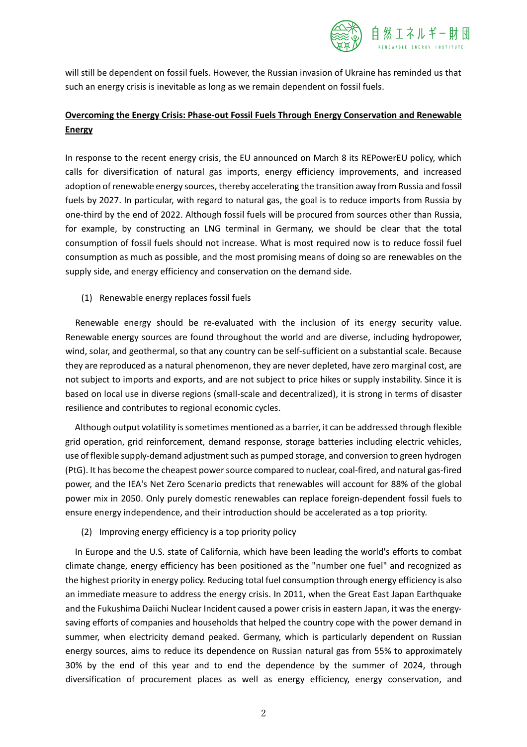will still be dependent on fossil fuels. However, the Russian invasion of Ukraine has reminded us that such an energy crisis is inevitable as long as we remain dependent on fossil fuels.

## Overcoming the Energy Crisis: Phase-out Fossil Fuels Through Energy Conservation and Renewable Energy

In response to the recent energy crisis, the EU announced on March 8 its REPowerEU policy, which calls for diversification of natural gas imports, energy efficiency improvements, and increased adoption of renewable energy sources, thereby accelerating the transition away from Russia and fossil fuels by 2027. In particular, with regard to natural gas, the goal is to reduce imports from Russia by one-third by the end of 2022. Although fossil fuels will be procured from sources other than Russia, for example, by constructing an LNG terminal in Germany, we should be clear that the total consumption of fossil fuels should not increase. What is most required now is to reduce fossil fuel consumption as much as possible, and the most promising means of doing so are renewables on the supply side, and energy efficiency and conservation on the demand side.

(1) Renewable energy replaces fossil fuels

Renewable energy should be re-evaluated with the inclusion of its energy security value. Renewable energy sources are found throughout the world and are diverse, including hydropower, wind, solar, and geothermal, so that any country can be self-sufficient on a substantial scale. Because they are reproduced as a natural phenomenon, they are never depleted, have zero marginal cost, are not subject to imports and exports, and are not subject to price hikes or supply instability. Since it is based on local use in diverse regions (small-scale and decentralized), it is strong in terms of disaster resilience and contributes to regional economic cycles.

Although output volatility is sometimes mentioned as a barrier, it can be addressed through flexible grid operation, grid reinforcement, demand response, storage batteries including electric vehicles, use of flexible supply-demand adjustment such as pumped storage, and conversion to green hydrogen (PtG). It has become the cheapest power source compared to nuclear, coal-fired, and natural gas-fired power, and the IEA's Net Zero Scenario predicts that renewables will account for 88% of the global power mix in 2050. Only purely domestic renewables can replace foreign-dependent fossil fuels to ensure energy independence, and their introduction should be accelerated as a top priority.

(2) Improving energy efficiency is a top priority policy

In Europe and the U.S. state of California, which have been leading the world's efforts to combat climate change, energy efficiency has been positioned as the "number one fuel" and recognized as the highest priority in energy policy. Reducing total fuel consumption through energy efficiency is also an immediate measure to address the energy crisis. In 2011, when the Great East Japan Earthquake and the Fukushima Daiichi Nuclear Incident caused a power crisis in eastern Japan, it was the energy-saving efforts of companies and households that helped the country cope with the power demand in summer, when electricity demand peaked. Germany, which is particularly dependent on Russian energy sources, aims to reduce its dependence on Russian natural gas from 55% to approximately 30% by the end of this year and to end the dependence by the summer of 2024, through diversification of procurement places as well as energy efficiency, energy conservation, and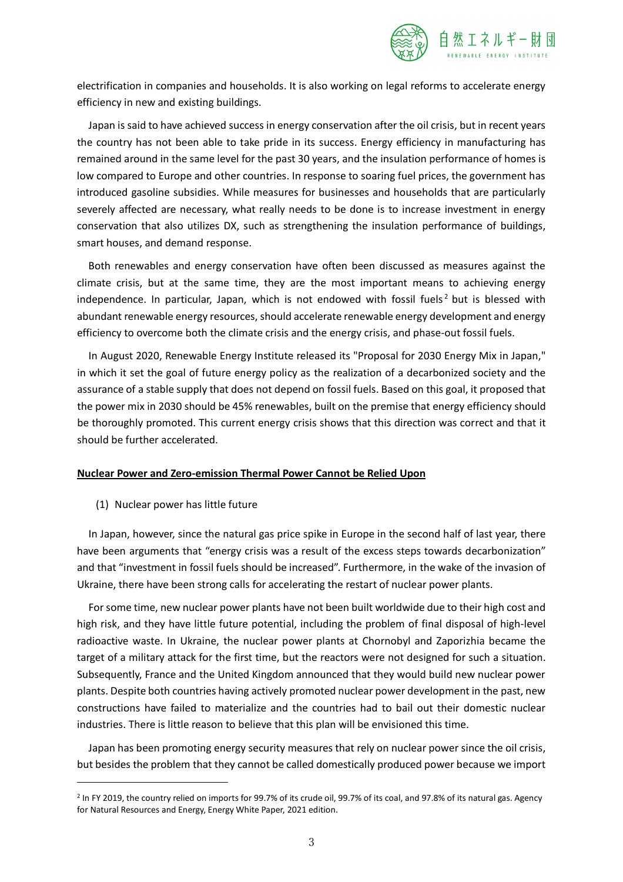electrification in companies and households. It is also working on legal reforms to accelerate energy efficiency in new and existing buildings.

Japan is said to have achieved success in energy conservation after the oil crisis, but in recent years the country has not been able to take pride in its success. Energy efficiency in manufacturing has remained around in the same level for the past 30 years, and the insulation performance of homes is low compared to Europe and other countries. In response to soaring fuel prices, the government has introduced gasoline subsidies. While measures for businesses and households that are particularly severely affected are necessary, what really needs to be done is to increase investment in energy conservation that also utilizes DX, such as strengthening the insulation performance of buildings, smart houses, and demand response.

Both renewables and energy conservation have often been discussed as measures against the climate crisis, but at the same time, they are the most important means to achieving energy independence. In particular, Japan, which is not endowed with fossil fuels[2] but is blessed with abundant renewable energy resources, should accelerate renewable energy development and energy efficiency to overcome both the climate crisis and the energy crisis, and phase-out fossil fuels.

In August 2020, Renewable Energy Institute released its "Proposal for 2030 Energy Mix in Japan," in which it set the goal of future energy policy as the realization of a decarbonized society and the assurance of a stable supply that does not depend on fossil fuels. Based on this goal, it proposed that the power mix in 2030 should be 45% renewables, built on the premise that energy efficiency should be thoroughly promoted. This current energy crisis shows that this direction was correct and that it should be further accelerated.

## Nuclear Power and Zero-emission Thermal Power Cannot be Relied Upon

(1) Nuclear power has little future

In Japan, however, since the natural gas price spike in Europe in the second half of last year, there have been arguments that "energy crisis was a result of the excess steps towards decarbonization" and that "investment in fossil fuels should be increased". Furthermore, in the wake of the invasion of Ukraine, there have been strong calls for accelerating the restart of nuclear power plants.

For some time, new nuclear power plants have not been built worldwide due to their high cost and high risk, and they have little future potential, including the problem of final disposal of high-level radioactive waste. In Ukraine, the nuclear power plants at Chornobyl and Zaporizhia became the target of a military attack for the first time, but the reactors were not designed for such a situation. Subsequently, France and the United Kingdom announced that they would build new nuclear power plants. Despite both countries having actively promoted nuclear power development in the past, new constructions have failed to materialize and the countries had to bail out their domestic nuclear industries. There is little reason to believe that this plan will be envisioned this time.

Japan has been promoting energy security measures that rely on nuclear power since the oil crisis, but besides the problem that they cannot be called domestically produced power because we import

[2] In FY 2019, the country relied on imports for 99.7% of its crude oil, 99.7% of its coal, and 97.8% of its natural gas. Agency for Natural Resources and Energy, Energy White Paper, 2021 edition.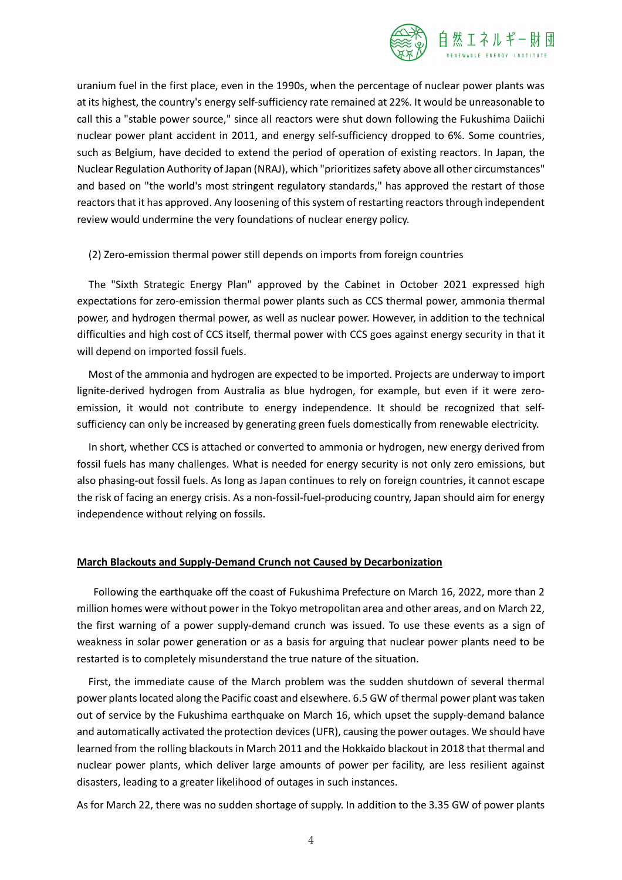uranium fuel in the first place, even in the 1990s, when the percentage of nuclear power plants was at its highest, the country's energy self-sufficiency rate remained at 22%. It would be unreasonable to call this a "stable power source," since all reactors were shut down following the Fukushima Daiichi nuclear power plant accident in 2011, and energy self-sufficiency dropped to 6%. Some countries, such as Belgium, have decided to extend the period of operation of existing reactors. In Japan, the Nuclear Regulation Authority of Japan (NRAJ), which "prioritizes safety above all other circumstances" and based on "the world's most stringent regulatory standards," has approved the restart of those reactors that it has approved. Any loosening of this system of restarting reactors through independent review would undermine the very foundations of nuclear energy policy.

(2) Zero-emission thermal power still depends on imports from foreign countries

The "Sixth Strategic Energy Plan" approved by the Cabinet in October 2021 expressed high expectations for zero-emission thermal power plants such as CCS thermal power, ammonia thermal power, and hydrogen thermal power, as well as nuclear power. However, in addition to the technical difficulties and high cost of CCS itself, thermal power with CCS goes against energy security in that it will depend on imported fossil fuels.

Most of the ammonia and hydrogen are expected to be imported. Projects are underway to import lignite-derived hydrogen from Australia as blue hydrogen, for example, but even if it were zero-emission, it would not contribute to energy independence. It should be recognized that self-sufficiency can only be increased by generating green fuels domestically from renewable electricity.

In short, whether CCS is attached or converted to ammonia or hydrogen, new energy derived from fossil fuels has many challenges. What is needed for energy security is not only zero emissions, but also phasing-out fossil fuels. As long as Japan continues to rely on foreign countries, it cannot escape the risk of facing an energy crisis. As a non-fossil-fuel-producing country, Japan should aim for energy independence without relying on fossils.

## March Blackouts and Supply-Demand Crunch not Caused by Decarbonization

Following the earthquake off the coast of Fukushima Prefecture on March 16, 2022, more than 2 million homes were without power in the Tokyo metropolitan area and other areas, and on March 22, the first warning of a power supply-demand crunch was issued. To use these events as a sign of weakness in solar power generation or as a basis for arguing that nuclear power plants need to be restarted is to completely misunderstand the true nature of the situation.

First, the immediate cause of the March problem was the sudden shutdown of several thermal power plants located along the Pacific coast and elsewhere. 6.5 GW of thermal power plant was taken out of service by the Fukushima earthquake on March 16, which upset the supply-demand balance and automatically activated the protection devices (UFR), causing the power outages. We should have learned from the rolling blackouts in March 2011 and the Hokkaido blackout in 2018 that thermal and nuclear power plants, which deliver large amounts of power per facility, are less resilient against disasters, leading to a greater likelihood of outages in such instances.

As for March 22, there was no sudden shortage of supply. In addition to the 3.35 GW of power plants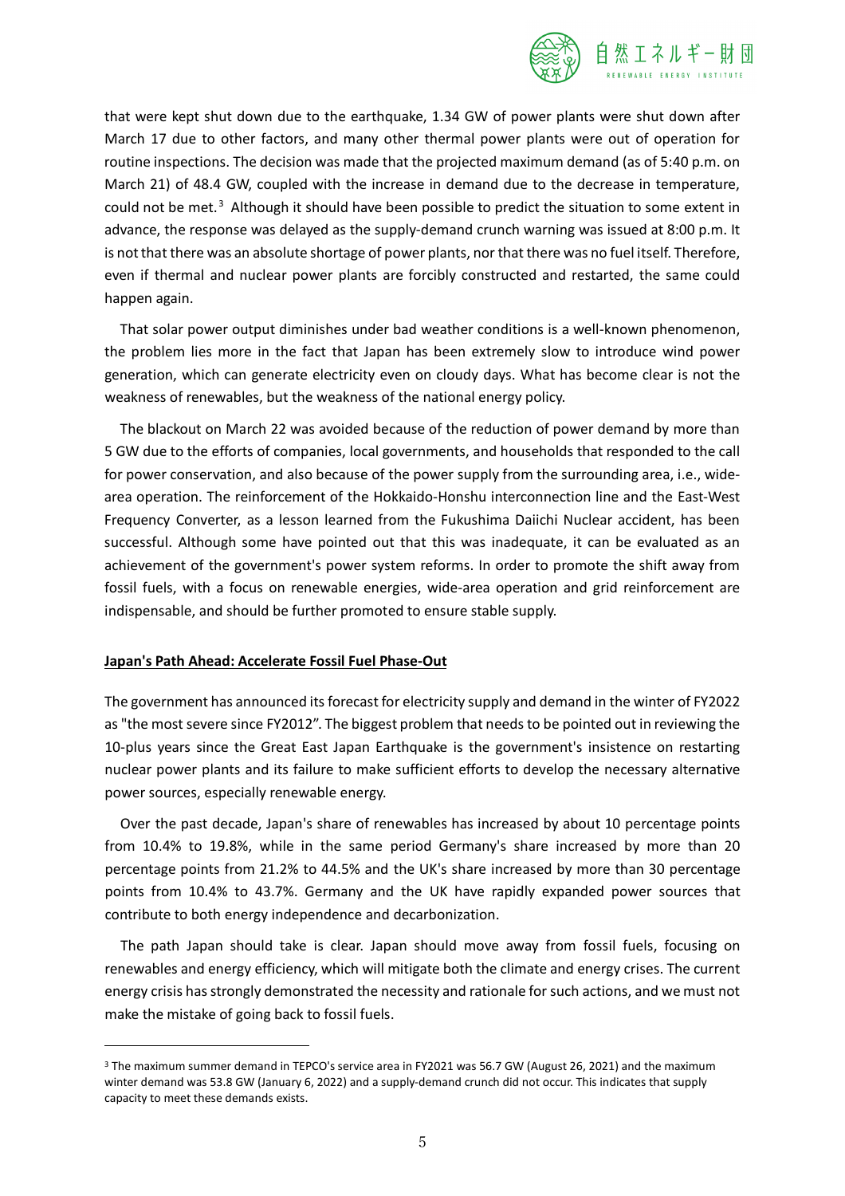that were kept shut down due to the earthquake, 1.34 GW of power plants were shut down after March 17 due to other factors, and many other thermal power plants were out of operation for routine inspections. The decision was made that the projected maximum demand (as of 5:40 p.m. on March 21) of 48.4 GW, coupled with the increase in demand due to the decrease in temperature, could not be met.[3] Although it should have been possible to predict the situation to some extent in advance, the response was delayed as the supply-demand crunch warning was issued at 8:00 p.m. It is not that there was an absolute shortage of power plants, nor that there was no fuel itself. Therefore, even if thermal and nuclear power plants are forcibly constructed and restarted, the same could happen again.

That solar power output diminishes under bad weather conditions is a well-known phenomenon, the problem lies more in the fact that Japan has been extremely slow to introduce wind power generation, which can generate electricity even on cloudy days. What has become clear is not the weakness of renewables, but the weakness of the national energy policy.

The blackout on March 22 was avoided because of the reduction of power demand by more than 5 GW due to the efforts of companies, local governments, and households that responded to the call for power conservation, and also because of the power supply from the surrounding area, i.e., wide-area operation. The reinforcement of the Hokkaido-Honshu interconnection line and the East-West Frequency Converter, as a lesson learned from the Fukushima Daiichi Nuclear accident, has been successful. Although some have pointed out that this was inadequate, it can be evaluated as an achievement of the government's power system reforms. In order to promote the shift away from fossil fuels, with a focus on renewable energies, wide-area operation and grid reinforcement are indispensable, and should be further promoted to ensure stable supply.

## Japan's Path Ahead: Accelerate Fossil Fuel Phase-Out

The government has announced its forecast for electricity supply and demand in the winter of FY2022 as "the most severe since FY2012". The biggest problem that needs to be pointed out in reviewing the 10-plus years since the Great East Japan Earthquake is the government's insistence on restarting nuclear power plants and its failure to make sufficient efforts to develop the necessary alternative power sources, especially renewable energy.

Over the past decade, Japan's share of renewables has increased by about 10 percentage points from 10.4% to 19.8%, while in the same period Germany's share increased by more than 20 percentage points from 21.2% to 44.5% and the UK's share increased by more than 30 percentage points from 10.4% to 43.7%. Germany and the UK have rapidly expanded power sources that contribute to both energy independence and decarbonization.

The path Japan should take is clear. Japan should move away from fossil fuels, focusing on renewables and energy efficiency, which will mitigate both the climate and energy crises. The current energy crisis has strongly demonstrated the necessity and rationale for such actions, and we must not make the mistake of going back to fossil fuels.

---

[3] The maximum summer demand in TEPCO's service area in FY2021 was 56.7 GW (August 26, 2021) and the maximum winter demand was 53.8 GW (January 6, 2022) and a supply-demand crunch did not occur. This indicates that supply capacity to meet these demands exists.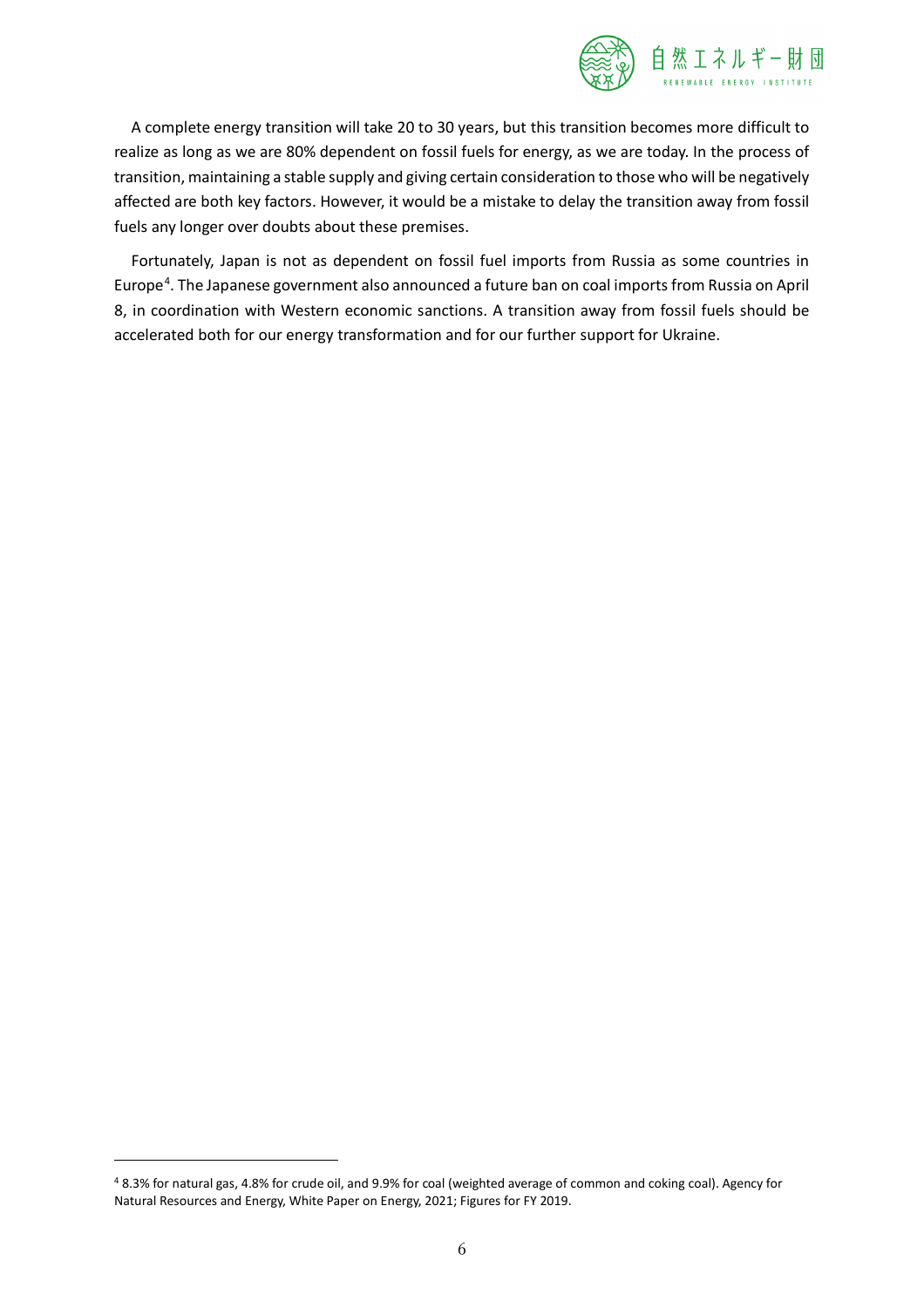A complete energy transition will take 20 to 30 years, but this transition becomes more difficult to realize as long as we are 80% dependent on fossil fuels for energy, as we are today. In the process of transition, maintaining a stable supply and giving certain consideration to those who will be negatively affected are both key factors. However, it would be a mistake to delay the transition away from fossil fuels any longer over doubts about these premises.

Fortunately, Japan is not as dependent on fossil fuel imports from Russia as some countries in Europe[4]. The Japanese government also announced a future ban on coal imports from Russia on April 8, in coordination with Western economic sanctions. A transition away from fossil fuels should be accelerated both for our energy transformation and for our further support for Ukraine.

---

[4] 8.3% for natural gas, 4.8% for crude oil, and 9.9% for coal (weighted average of common and coking coal). Agency for Natural Resources and Energy, White Paper on Energy, 2021; Figures for FY 2019.